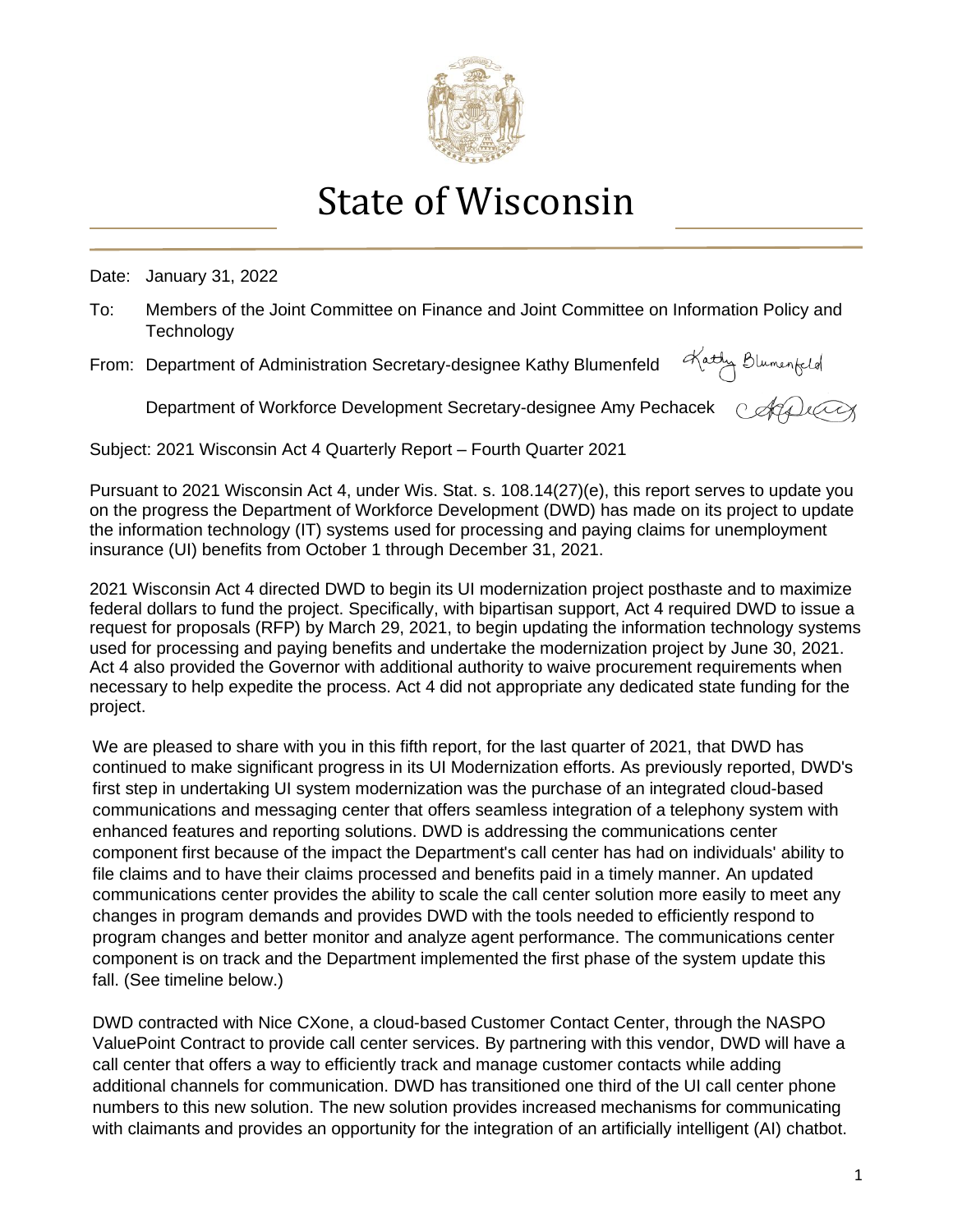# State of Wisconsin

Date: January 31, 2022

To: Members of the Joint Committee on Finance and Joint Committee on Information Policy and Technology

From: Department of Administration Secretary-designee Kathy Blumenfeld

Department of Workforce Development Secretary-designee Amy Pechacek

Subject: 2021 Wisconsin Act 4 Quarterly Report – Fourth Quarter 2021

Pursuant to 2021 Wisconsin Act 4, under Wis. Stat. s. 108.14(27)(e), this report serves to update you on the progress the Department of Workforce Development (DWD) has made on its project to update the information technology (IT) systems used for processing and paying claims for unemployment insurance (UI) benefits from October 1 through December 31, 2021.

2021 Wisconsin Act 4 directed DWD to begin its UI modernization project posthaste and to maximize federal dollars to fund the project. Specifically, with bipartisan support, Act 4 required DWD to issue a request for proposals (RFP) by March 29, 2021, to begin updating the information technology systems used for processing and paying benefits and undertake the modernization project by June 30, 2021. Act 4 also provided the Governor with additional authority to waive procurement requirements when necessary to help expedite the process. Act 4 did not appropriate any dedicated state funding for the project.

We are pleased to share with you in this fifth report, for the last quarter of 2021, that DWD has continued to make significant progress in its UI Modernization efforts. As previously reported, DWD's first step in undertaking UI system modernization was the purchase of an integrated cloud-based communications and messaging center that offers seamless integration of a telephony system with enhanced features and reporting solutions. DWD is addressing the communications center component first because of the impact the Department's call center has had on individuals' ability to file claims and to have their claims processed and benefits paid in a timely manner. An updated communications center provides the ability to scale the call center solution more easily to meet any changes in program demands and provides DWD with the tools needed to efficiently respond to program changes and better monitor and analyze agent performance. The communications center component is on track and the Department implemented the first phase of the system update this fall. (See timeline below.)

DWD contracted with Nice CXone, a cloud-based Customer Contact Center, through the NASPO ValuePoint Contract to provide call center services. By partnering with this vendor, DWD will have a call center that offers a way to efficiently track and manage customer contacts while adding additional channels for communication. DWD has transitioned one third of the UI call center phone numbers to this new solution. The new solution provides increased mechanisms for communicating with claimants and provides an opportunity for the integration of an artificially intelligent (AI) chatbot.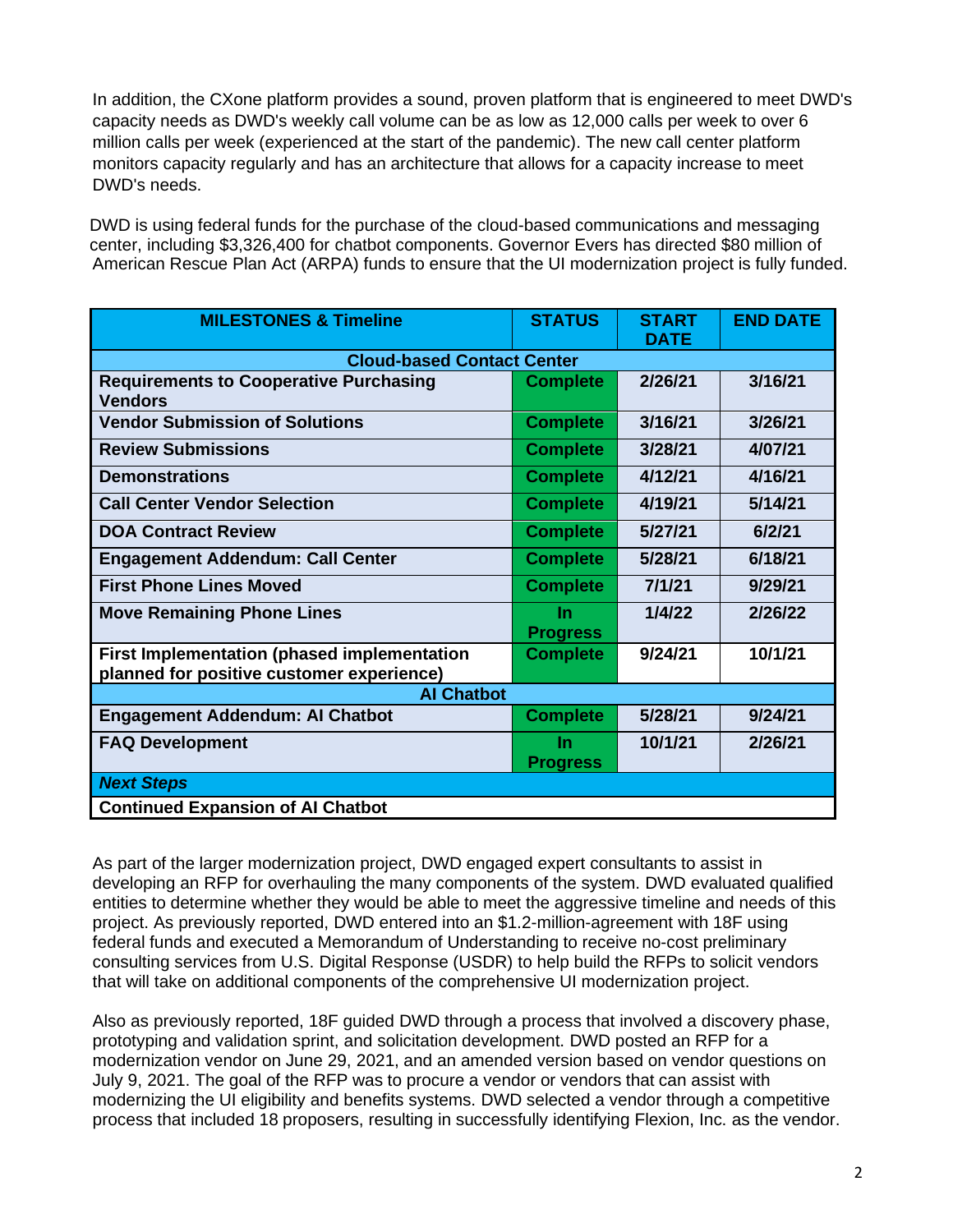In addition, the CXone platform provides a sound, proven platform that is engineered to meet DWD's capacity needs as DWD's weekly call volume can be as low as 12,000 calls per week to over 6 million calls per week (experienced at the start of the pandemic). The new call center platform monitors capacity regularly and has an architecture that allows for a capacity increase to meet DWD's needs.

DWD is using federal funds for the purchase of the cloud-based communications and messaging center, including $3,326,400 for chatbot components. Governor Evers has directed $80 million of American Rescue Plan Act (ARPA) funds to ensure that the UI modernization project is fully funded.

| MILESTONES & Timeline | STATUS | START DATE | END DATE |
|---|---|---|---|
| **Cloud-based Contact Center** | | | |
| Requirements to Cooperative Purchasing Vendors | Complete | 2/26/21 | 3/16/21 |
| Vendor Submission of Solutions | Complete | 3/16/21 | 3/26/21 |
| Review Submissions | Complete | 3/28/21 | 4/07/21 |
| Demonstrations | Complete | 4/12/21 | 4/16/21 |
| Call Center Vendor Selection | Complete | 4/19/21 | 5/14/21 |
| DOA Contract Review | Complete | 5/27/21 | 6/2/21 |
| Engagement Addendum: Call Center | Complete | 5/28/21 | 6/18/21 |
| First Phone Lines Moved | Complete | 7/1/21 | 9/29/21 |
| Move Remaining Phone Lines | In Progress | 1/4/22 | 2/26/22 |
| First Implementation (phased implementation planned for positive customer experience) | Complete | 9/24/21 | 10/1/21 |
| **AI Chatbot** | | | |
| Engagement Addendum: AI Chatbot | Complete | 5/28/21 | 9/24/21 |
| FAQ Development | In Progress | 10/1/21 | 2/26/21 |
| ***Next Steps*** | | | |
| Continued Expansion of AI Chatbot | | | |

As part of the larger modernization project, DWD engaged expert consultants to assist in developing an RFP for overhauling the many components of the system. DWD evaluated qualified entities to determine whether they would be able to meet the aggressive timeline and needs of this project. As previously reported, DWD entered into an $1.2-million-agreement with 18F using federal funds and executed a Memorandum of Understanding to receive no-cost preliminary consulting services from U.S. Digital Response (USDR) to help build the RFPs to solicit vendors that will take on additional components of the comprehensive UI modernization project.

Also as previously reported, 18F guided DWD through a process that involved a discovery phase, prototyping and validation sprint, and solicitation development. DWD posted an RFP for a modernization vendor on June 29, 2021, and an amended version based on vendor questions on July 9, 2021. The goal of the RFP was to procure a vendor or vendors that can assist with modernizing the UI eligibility and benefits systems. DWD selected a vendor through a competitive process that included 18 proposers, resulting in successfully identifying Flexion, Inc. as the vendor.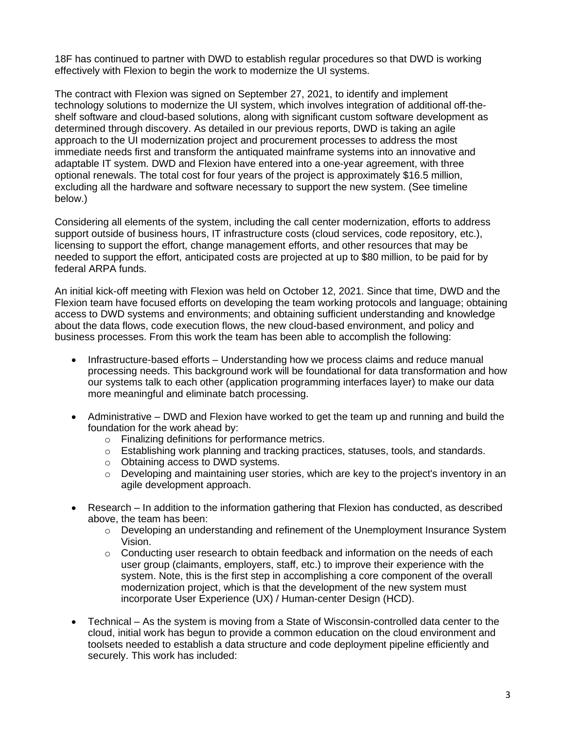18F has continued to partner with DWD to establish regular procedures so that DWD is working effectively with Flexion to begin the work to modernize the UI systems.

The contract with Flexion was signed on September 27, 2021, to identify and implement technology solutions to modernize the UI system, which involves integration of additional off-the-shelf software and cloud-based solutions, along with significant custom software development as determined through discovery. As detailed in our previous reports, DWD is taking an agile approach to the UI modernization project and procurement processes to address the most immediate needs first and transform the antiquated mainframe systems into an innovative and adaptable IT system. DWD and Flexion have entered into a one-year agreement, with three optional renewals. The total cost for four years of the project is approximately $16.5 million, excluding all the hardware and software necessary to support the new system. (See timeline below.)

Considering all elements of the system, including the call center modernization, efforts to address support outside of business hours, IT infrastructure costs (cloud services, code repository, etc.), licensing to support the effort, change management efforts, and other resources that may be needed to support the effort, anticipated costs are projected at up to $80 million, to be paid for by federal ARPA funds.

An initial kick-off meeting with Flexion was held on October 12, 2021. Since that time, DWD and the Flexion team have focused efforts on developing the team working protocols and language; obtaining access to DWD systems and environments; and obtaining sufficient understanding and knowledge about the data flows, code execution flows, the new cloud-based environment, and policy and business processes. From this work the team has been able to accomplish the following:

- Infrastructure-based efforts – Understanding how we process claims and reduce manual processing needs. This background work will be foundational for data transformation and how our systems talk to each other (application programming interfaces layer) to make our data more meaningful and eliminate batch processing.

- Administrative – DWD and Flexion have worked to get the team up and running and build the foundation for the work ahead by:
  - Finalizing definitions for performance metrics.
  - Establishing work planning and tracking practices, statuses, tools, and standards.
  - Obtaining access to DWD systems.
  - Developing and maintaining user stories, which are key to the project's inventory in an agile development approach.

- Research – In addition to the information gathering that Flexion has conducted, as described above, the team has been:
  - Developing an understanding and refinement of the Unemployment Insurance System Vision.
  - Conducting user research to obtain feedback and information on the needs of each user group (claimants, employers, staff, etc.) to improve their experience with the system. Note, this is the first step in accomplishing a core component of the overall modernization project, which is that the development of the new system must incorporate User Experience (UX) / Human-center Design (HCD).

- Technical – As the system is moving from a State of Wisconsin-controlled data center to the cloud, initial work has begun to provide a common education on the cloud environment and toolsets needed to establish a data structure and code deployment pipeline efficiently and securely. This work has included: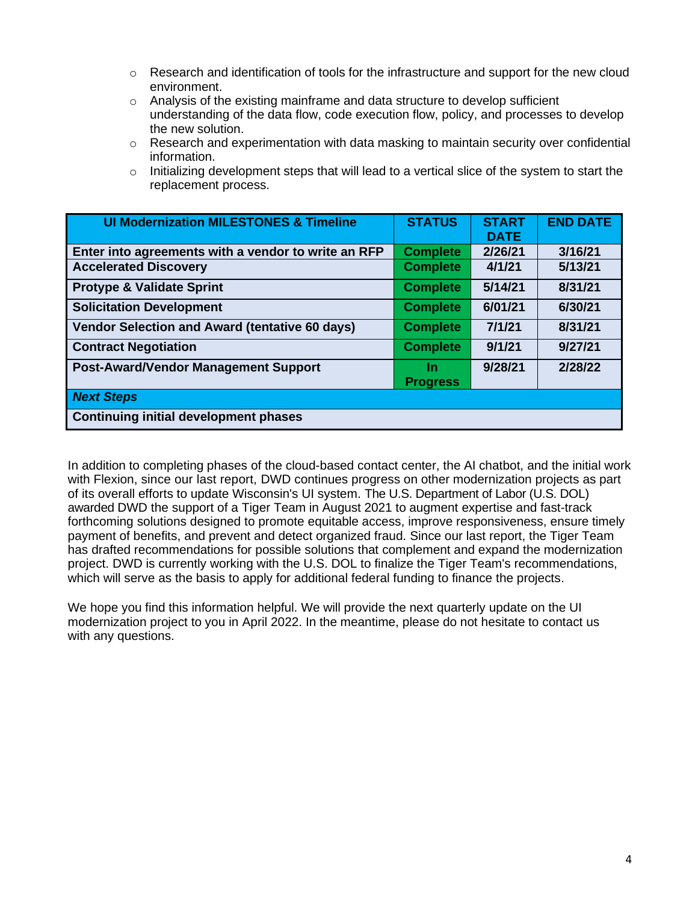- Research and identification of tools for the infrastructure and support for the new cloud environment.
- Analysis of the existing mainframe and data structure to develop sufficient understanding of the data flow, code execution flow, policy, and processes to develop the new solution.
- Research and experimentation with data masking to maintain security over confidential information.
- Initializing development steps that will lead to a vertical slice of the system to start the replacement process.

| UI Modernization MILESTONES & Timeline | STATUS | START DATE | END DATE |
|---|---|---|---|
| **Enter into agreements with a vendor to write an RFP** | **Complete** | **2/26/21** | **3/16/21** |
| **Accelerated Discovery** | **Complete** | **4/1/21** | **5/13/21** |
| **Protype & Validate Sprint** | **Complete** | **5/14/21** | **8/31/21** |
| **Solicitation Development** | **Complete** | **6/01/21** | **6/30/21** |
| **Vendor Selection and Award (tentative 60 days)** | **Complete** | **7/1/21** | **8/31/21** |
| **Contract Negotiation** | **Complete** | **9/1/21** | **9/27/21** |
| **Post-Award/Vendor Management Support** | **In Progress** | **9/28/21** | **2/28/22** |
| ***Next Steps*** | | | |
| **Continuing initial development phases** | | | |

In addition to completing phases of the cloud-based contact center, the AI chatbot, and the initial work with Flexion, since our last report, DWD continues progress on other modernization projects as part of its overall efforts to update Wisconsin's UI system. The U.S. Department of Labor (U.S. DOL) awarded DWD the support of a Tiger Team in August 2021 to augment expertise and fast-track forthcoming solutions designed to promote equitable access, improve responsiveness, ensure timely payment of benefits, and prevent and detect organized fraud. Since our last report, the Tiger Team has drafted recommendations for possible solutions that complement and expand the modernization project. DWD is currently working with the U.S. DOL to finalize the Tiger Team's recommendations, which will serve as the basis to apply for additional federal funding to finance the projects.

We hope you find this information helpful. We will provide the next quarterly update on the UI modernization project to you in April 2022. In the meantime, please do not hesitate to contact us with any questions.